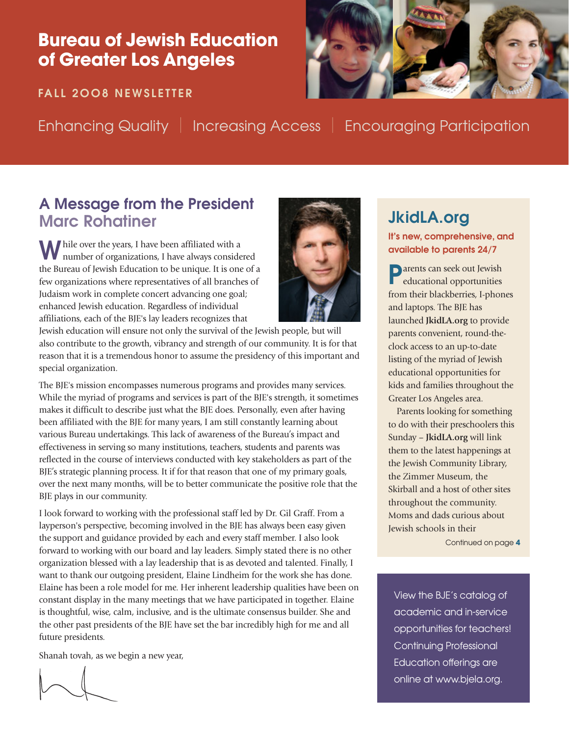# Bureau of Jewish Education of Greater Los Angeles

FALL 2008 NEWSLETTER

Enhancing Quality | Increasing Access | Encouraging Participation

## A Message from the President Marc Rohatiner

While over the years, I have been affiliated with a number of organizations, I have always considered the Bureau of Jewish Education to be unique. It is one of a few organizations where representatives of all branches of Judaism work in complete concert advancing one goal; enhanced Jewish education. Regardless of individual affiliations, each of the BJE's lay leaders recognizes that Jewish education will ensure not only the survival of the Jewish people, but will also contribute to the growth, vibrancy and strength of our community. It is for that reason that it is a tremendous honor to assume the presidency of this important and special organization.

The BJE's mission encompasses numerous programs and provides many services. While the myriad of programs and services is part of the BJE's strength, it sometimes makes it difficult to describe just what the BJE does. Personally, even after having been affiliated with the BJE for many years, I am still constantly learning about various Bureau undertakings. This lack of awareness of the Bureau's impact and effectiveness in serving so many institutions, teachers, students and parents was reflected in the course of interviews conducted with key stakeholders as part of the BJE's strategic planning process. It if for that reason that one of my primary goals, over the next many months, will be to better communicate the positive role that the BJE plays in our community.

I look forward to working with the professional staff led by Dr. Gil Graff. From a layperson's perspective, becoming involved in the BJE has always been easy given the support and guidance provided by each and every staff member. I also look forward to working with our board and lay leaders. Simply stated there is no other organization blessed with a lay leadership that is as devoted and talented. Finally, I want to thank our outgoing president, Elaine Lindheim for the work she has done. Elaine has been a role model for me. Her inherent leadership qualities have been on constant display in the many meetings that we have participated in together. Elaine is thoughtful, wise, calm, inclusive, and is the ultimate consensus builder. She and the other past presidents of the BJE have set the bar incredibly high for me and all future presidents.

Shanah tovah, as we begin a new year,

## JkidLA.org

**It's new, comprehensive, and available to parents 24/7**

Parents can seek out Jewish educational opportunities from their blackberries, I-phones and laptops. The BJE has launched **JkidLA.org** to provide parents convenient, round-the-clock access to an up-to-date listing of the myriad of Jewish educational opportunities for kids and families throughout the Greater Los Angeles area.

Parents looking for something to do with their preschoolers this Sunday – **JkidLA.org** will link them to the latest happenings at the Jewish Community Library, the Zimmer Museum, the Skirball and a host of other sites throughout the community. Moms and dads curious about Jewish schools in their

Continued on page **4**

View the BJE's catalog of academic and in-service opportunities for teachers! Continuing Professional Education offerings are online at www.bjela.org.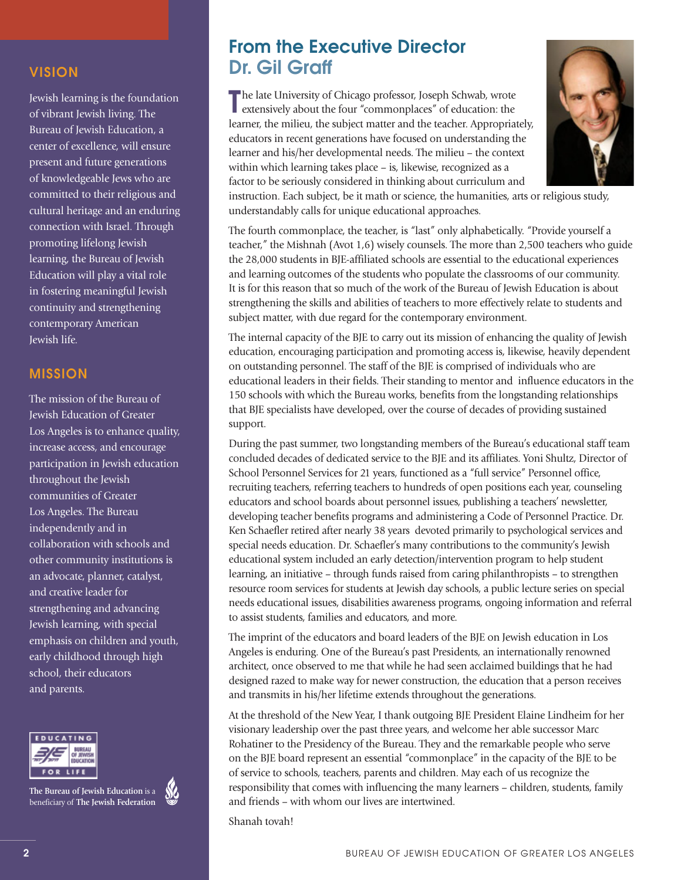## VISION

Jewish learning is the foundation of vibrant Jewish living. The Bureau of Jewish Education, a center of excellence, will ensure present and future generations of knowledgeable Jews who are committed to their religious and cultural heritage and an enduring connection with Israel. Through promoting lifelong Jewish learning, the Bureau of Jewish Education will play a vital role in fostering meaningful Jewish continuity and strengthening contemporary American Jewish life.

## MISSION

The mission of the Bureau of Jewish Education of Greater Los Angeles is to enhance quality, increase access, and encourage participation in Jewish education throughout the Jewish communities of Greater Los Angeles. The Bureau independently and in collaboration with schools and other community institutions is an advocate, planner, catalyst, and creative leader for strengthening and advancing Jewish learning, with special emphasis on children and youth, early childhood through high school, their educators and parents.

EDUCATING FOR LIFE

**The Bureau of Jewish Education** is a beneficiary of **The Jewish Federation**

# From the Executive Director Dr. Gil Graff

The late University of Chicago professor, Joseph Schwab, wrote extensively about the four "commonplaces" of education: the learner, the milieu, the subject matter and the teacher. Appropriately, educators in recent generations have focused on understanding the learner and his/her developmental needs. The milieu – the context within which learning takes place – is, likewise, recognized as a factor to be seriously considered in thinking about curriculum and instruction. Each subject, be it math or science, the humanities, arts or religious study, understandably calls for unique educational approaches.

The fourth commonplace, the teacher, is "last" only alphabetically. "Provide yourself a teacher," the Mishnah (Avot 1,6) wisely counsels. The more than 2,500 teachers who guide the 28,000 students in BJE-affiliated schools are essential to the educational experiences and learning outcomes of the students who populate the classrooms of our community. It is for this reason that so much of the work of the Bureau of Jewish Education is about strengthening the skills and abilities of teachers to more effectively relate to students and subject matter, with due regard for the contemporary environment.

The internal capacity of the BJE to carry out its mission of enhancing the quality of Jewish education, encouraging participation and promoting access is, likewise, heavily dependent on outstanding personnel. The staff of the BJE is comprised of individuals who are educational leaders in their fields. Their standing to mentor and influence educators in the 150 schools with which the Bureau works, benefits from the longstanding relationships that BJE specialists have developed, over the course of decades of providing sustained support.

During the past summer, two longstanding members of the Bureau's educational staff team concluded decades of dedicated service to the BJE and its affiliates. Yoni Shultz, Director of School Personnel Services for 21 years, functioned as a "full service" Personnel office, recruiting teachers, referring teachers to hundreds of open positions each year, counseling educators and school boards about personnel issues, publishing a teachers' newsletter, developing teacher benefits programs and administering a Code of Personnel Practice. Dr. Ken Schaefler retired after nearly 38 years devoted primarily to psychological services and special needs education. Dr. Schaefler's many contributions to the community's Jewish educational system included an early detection/intervention program to help student learning, an initiative – through funds raised from caring philanthropists – to strengthen resource room services for students at Jewish day schools, a public lecture series on special needs educational issues, disabilities awareness programs, ongoing information and referral to assist students, families and educators, and more.

The imprint of the educators and board leaders of the BJE on Jewish education in Los Angeles is enduring. One of the Bureau's past Presidents, an internationally renowned architect, once observed to me that while he had seen acclaimed buildings that he had designed razed to make way for newer construction, the education that a person receives and transmits in his/her lifetime extends throughout the generations.

At the threshold of the New Year, I thank outgoing BJE President Elaine Lindheim for her visionary leadership over the past three years, and welcome her able successor Marc Rohatiner to the Presidency of the Bureau. They and the remarkable people who serve on the BJE board represent an essential "commonplace" in the capacity of the BJE to be of service to schools, teachers, parents and children. May each of us recognize the responsibility that comes with influencing the many learners – children, students, family and friends – with whom our lives are intertwined.

Shanah tovah!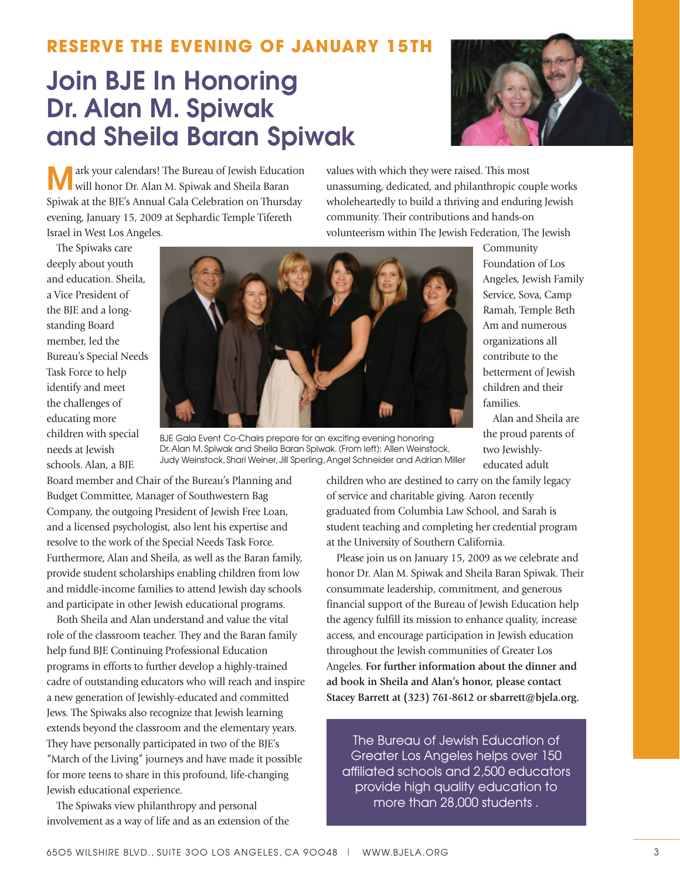**RESERVE THE EVENING OF JANUARY 15TH**

# Join BJE In Honoring Dr. Alan M. Spiwak and Sheila Baran Spiwak

Mark your calendars! The Bureau of Jewish Education will honor Dr. Alan M. Spiwak and Sheila Baran Spiwak at the BJE's Annual Gala Celebration on Thursday evening, January 15, 2009 at Sephardic Temple Tifereth Israel in West Los Angeles.

The Spiwaks care deeply about youth and education. Sheila, a Vice President of the BJE and a long-standing Board member, led the Bureau's Special Needs Task Force to help identify and meet the challenges of educating more children with special needs at Jewish schools. Alan, a BJE Board member and Chair of the Bureau's Planning and Budget Committee, Manager of Southwestern Bag Company, the outgoing President of Jewish Free Loan, and a licensed psychologist, also lent his expertise and resolve to the work of the Special Needs Task Force. Furthermore, Alan and Sheila, as well as the Baran family, provide student scholarships enabling children from low and middle-income families to attend Jewish day schools and participate in other Jewish educational programs.

Both Sheila and Alan understand and value the vital role of the classroom teacher. They and the Baran family help fund BJE Continuing Professional Education programs in efforts to further develop a highly-trained cadre of outstanding educators who will reach and inspire a new generation of Jewishly-educated and committed Jews. The Spiwaks also recognize that Jewish learning extends beyond the classroom and the elementary years. They have personally participated in two of the BJE's "March of the Living" journeys and have made it possible for more teens to share in this profound, life-changing Jewish educational experience.

The Spiwaks view philanthropy and personal involvement as a way of life and as an extension of the values with which they were raised. This most unassuming, dedicated, and philanthropic couple works wholeheartedly to build a thriving and enduring Jewish community. Their contributions and hands-on volunteerism within The Jewish Federation, The Jewish Community Foundation of Los Angeles, Jewish Family Service, Sova, Camp Ramah, Temple Beth Am and numerous organizations all contribute to the betterment of Jewish children and their families.

BJE Gala Event Co-Chairs prepare for an exciting evening honoring Dr. Alan M. Spiwak and Sheila Baran Spiwak. (From left): Allen Weinstock, Judy Weinstock, Shari Weiner, Jill Sperling, Angel Schneider and Adrian Miller

Alan and Sheila are the proud parents of two Jewishly-educated adult children who are destined to carry on the family legacy of service and charitable giving. Aaron recently graduated from Columbia Law School, and Sarah is student teaching and completing her credential program at the University of Southern California.

Please join us on January 15, 2009 as we celebrate and honor Dr. Alan M. Spiwak and Sheila Baran Spiwak. Their consummate leadership, commitment, and generous financial support of the Bureau of Jewish Education help the agency fulfill its mission to enhance quality, increase access, and encourage participation in Jewish education throughout the Jewish communities of Greater Los Angeles. **For further information about the dinner and ad book in Sheila and Alan's honor, please contact Stacey Barrett at (323) 761-8612 or sbarrett@bjela.org.**

The Bureau of Jewish Education of Greater Los Angeles helps over 150 affiliated schools and 2,500 educators provide high quality education to more than 28,000 students .

6505 WILSHIRE BLVD., SUITE 300 LOS ANGELES, CA 90048 | WWW.BJELA.ORG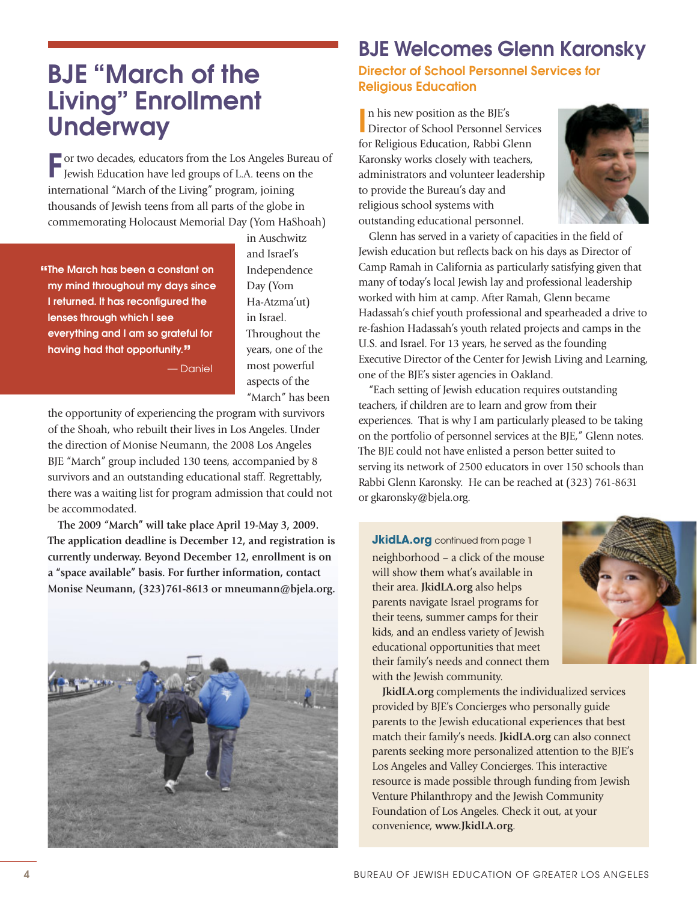# BJE "March of the Living" Enrollment Underway

For two decades, educators from the Los Angeles Bureau of Jewish Education have led groups of L.A. teens on the international "March of the Living" program, joining thousands of Jewish teens from all parts of the globe in commemorating Holocaust Memorial Day (Yom HaShoah) in Auschwitz and Israel's Independence Day (Yom Ha-Atzma'ut) in Israel. Throughout the years, one of the most powerful aspects of the "March" has been the opportunity of experiencing the program with survivors of the Shoah, who rebuilt their lives in Los Angeles. Under the direction of Monise Neumann, the 2008 Los Angeles BJE "March" group included 130 teens, accompanied by 8 survivors and an outstanding educational staff. Regrettably, there was a waiting list for program admission that could not be accommodated.

> **"The March has been a constant on my mind throughout my days since I returned. It has reconfigured the lenses through which I see everything and I am so grateful for having had that opportunity."**
>
> — Daniel

**The 2009 "March" will take place April 19-May 3, 2009. The application deadline is December 12, and registration is currently underway. Beyond December 12, enrollment is on a "space available" basis. For further information, contact Monise Neumann, (323)761-8613 or mneumann@bjela.org.**

# BJE Welcomes Glenn Karonsky

## Director of School Personnel Services for Religious Education

In his new position as the BJE's Director of School Personnel Services for Religious Education, Rabbi Glenn Karonsky works closely with teachers, administrators and volunteer leadership to provide the Bureau's day and religious school systems with outstanding educational personnel.

Glenn has served in a variety of capacities in the field of Jewish education but reflects back on his days as Director of Camp Ramah in California as particularly satisfying given that many of today's local Jewish lay and professional leadership worked with him at camp. After Ramah, Glenn became Hadassah's chief youth professional and spearheaded a drive to re-fashion Hadassah's youth related projects and camps in the U.S. and Israel. For 13 years, he served as the founding Executive Director of the Center for Jewish Living and Learning, one of the BJE's sister agencies in Oakland.

"Each setting of Jewish education requires outstanding teachers, if children are to learn and grow from their experiences. That is why I am particularly pleased to be taking on the portfolio of personnel services at the BJE," Glenn notes. The BJE could not have enlisted a person better suited to serving its network of 2500 educators in over 150 schools than Rabbi Glenn Karonsky. He can be reached at (323) 761-8631 or gkaronsky@bjela.org.

**JkidLA.org** continued from page 1

neighborhood – a click of the mouse will show them what's available in their area. **JkidLA.org** also helps parents navigate Israel programs for their teens, summer camps for their kids, and an endless variety of Jewish educational opportunities that meet their family's needs and connect them with the Jewish community.

**JkidLA.org** complements the individualized services provided by BJE's Concierges who personally guide parents to the Jewish educational experiences that best match their family's needs. **JkidLA.org** can also connect parents seeking more personalized attention to the BJE's Los Angeles and Valley Concierges. This interactive resource is made possible through funding from Jewish Venture Philanthropy and the Jewish Community Foundation of Los Angeles. Check it out, at your convenience, **www.JkidLA.org**.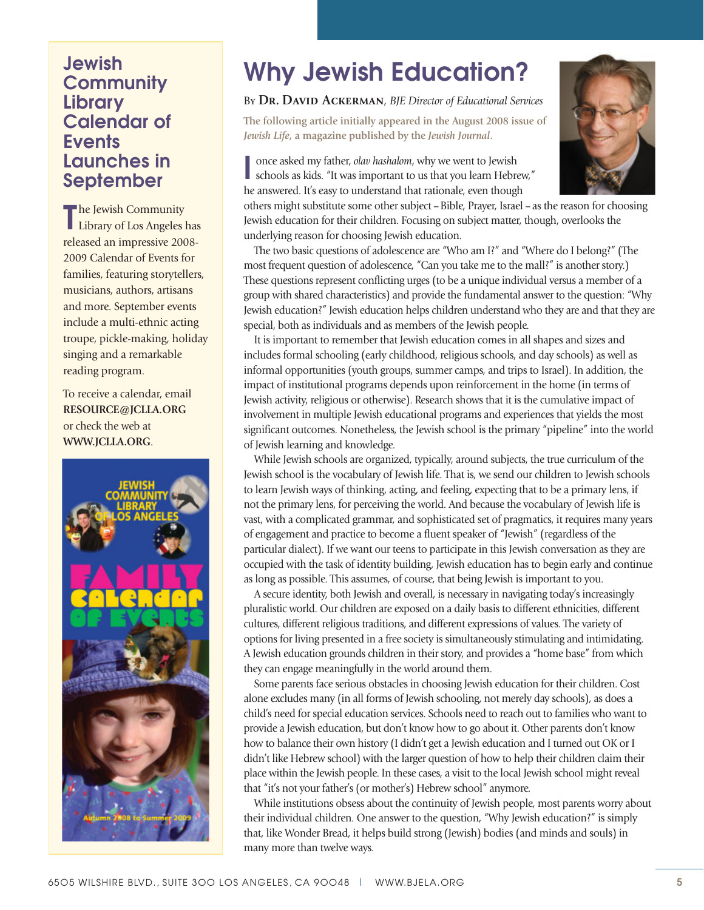## Jewish Community Library Calendar of Events Launches in September

The Jewish Community Library of Los Angeles has released an impressive 2008-2009 Calendar of Events for families, featuring storytellers, musicians, authors, artisans and more. September events include a multi-ethnic acting troupe, pickle-making, holiday singing and a remarkable reading program.

To receive a calendar, email **RESOURCE@JCLLA.ORG** or check the web at **WWW.JCLLA.ORG**.

# Why Jewish Education?

By **Dr. David Ackerman**, *BJE Director of Educational Services*

**The following article initially appeared in the August 2008 issue of *Jewish Life*, a magazine published by the *Jewish Journal*.**

I once asked my father, *olav hashalom*, why we went to Jewish schools as kids. "It was important to us that you learn Hebrew," he answered. It's easy to understand that rationale, even though others might substitute some other subject – Bible, Prayer, Israel – as the reason for choosing Jewish education for their children. Focusing on subject matter, though, overlooks the underlying reason for choosing Jewish education.

The two basic questions of adolescence are "Who am I?" and "Where do I belong?" (The most frequent question of adolescence, "Can you take me to the mall?" is another story.) These questions represent conflicting urges (to be a unique individual versus a member of a group with shared characteristics) and provide the fundamental answer to the question: "Why Jewish education?" Jewish education helps children understand who they are and that they are special, both as individuals and as members of the Jewish people.

It is important to remember that Jewish education comes in all shapes and sizes and includes formal schooling (early childhood, religious schools, and day schools) as well as informal opportunities (youth groups, summer camps, and trips to Israel). In addition, the impact of institutional programs depends upon reinforcement in the home (in terms of Jewish activity, religious or otherwise). Research shows that it is the cumulative impact of involvement in multiple Jewish educational programs and experiences that yields the most significant outcomes. Nonetheless, the Jewish school is the primary "pipeline" into the world of Jewish learning and knowledge.

While Jewish schools are organized, typically, around subjects, the true curriculum of the Jewish school is the vocabulary of Jewish life. That is, we send our children to Jewish schools to learn Jewish ways of thinking, acting, and feeling, expecting that to be a primary lens, if not the primary lens, for perceiving the world. And because the vocabulary of Jewish life is vast, with a complicated grammar, and sophisticated set of pragmatics, it requires many years of engagement and practice to become a fluent speaker of "Jewish" (regardless of the particular dialect). If we want our teens to participate in this Jewish conversation as they are occupied with the task of identity building, Jewish education has to begin early and continue as long as possible. This assumes, of course, that being Jewish is important to you.

A secure identity, both Jewish and overall, is necessary in navigating today's increasingly pluralistic world. Our children are exposed on a daily basis to different ethnicities, different cultures, different religious traditions, and different expressions of values. The variety of options for living presented in a free society is simultaneously stimulating and intimidating. A Jewish education grounds children in their story, and provides a "home base" from which they can engage meaningfully in the world around them.

Some parents face serious obstacles in choosing Jewish education for their children. Cost alone excludes many (in all forms of Jewish schooling, not merely day schools), as does a child's need for special education services. Schools need to reach out to families who want to provide a Jewish education, but don't know how to go about it. Other parents don't know how to balance their own history (I didn't get a Jewish education and I turned out OK or I didn't like Hebrew school) with the larger question of how to help their children claim their place within the Jewish people. In these cases, a visit to the local Jewish school might reveal that "it's not your father's (or mother's) Hebrew school" anymore.

While institutions obsess about the continuity of Jewish people, most parents worry about their individual children. One answer to the question, "Why Jewish education?" is simply that, like Wonder Bread, it helps build strong (Jewish) bodies (and minds and souls) in many more than twelve ways.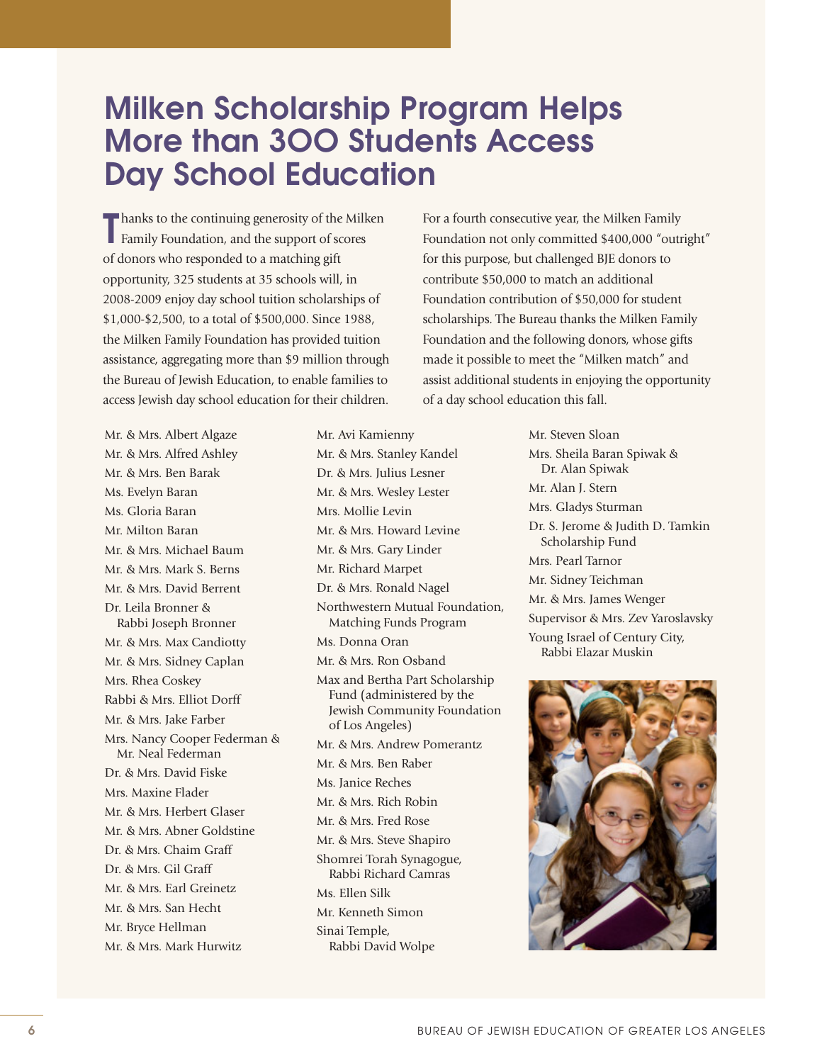# Milken Scholarship Program Helps More than 300 Students Access Day School Education

Thanks to the continuing generosity of the Milken Family Foundation, and the support of scores of donors who responded to a matching gift opportunity, 325 students at 35 schools will, in 2008-2009 enjoy day school tuition scholarships of $1,000-$2,500, to a total of $500,000. Since 1988, the Milken Family Foundation has provided tuition assistance, aggregating more than $9 million through the Bureau of Jewish Education, to enable families to access Jewish day school education for their children.

For a fourth consecutive year, the Milken Family Foundation not only committed $400,000 "outright" for this purpose, but challenged BJE donors to contribute $50,000 to match an additional Foundation contribution of $50,000 for student scholarships. The Bureau thanks the Milken Family Foundation and the following donors, whose gifts made it possible to meet the "Milken match" and assist additional students in enjoying the opportunity of a day school education this fall.

Mr. & Mrs. Albert Algaze
Mr. & Mrs. Alfred Ashley
Mr. & Mrs. Ben Barak
Ms. Evelyn Baran
Ms. Gloria Baran
Mr. Milton Baran
Mr. & Mrs. Michael Baum
Mr. & Mrs. Mark S. Berns
Mr. & Mrs. David Berrent
Dr. Leila Bronner & Rabbi Joseph Bronner
Mr. & Mrs. Max Candiotty
Mr. & Mrs. Sidney Caplan
Mrs. Rhea Coskey
Rabbi & Mrs. Elliot Dorff
Mr. & Mrs. Jake Farber
Mrs. Nancy Cooper Federman & Mr. Neal Federman
Dr. & Mrs. David Fiske
Mrs. Maxine Flader
Mr. & Mrs. Herbert Glaser
Mr. & Mrs. Abner Goldstine
Dr. & Mrs. Chaim Graff
Dr. & Mrs. Gil Graff
Mr. & Mrs. Earl Greinetz
Mr. & Mrs. San Hecht
Mr. Bryce Hellman
Mr. & Mrs. Mark Hurwitz
Mr. Avi Kamienny
Mr. & Mrs. Stanley Kandel
Dr. & Mrs. Julius Lesner
Mr. & Mrs. Wesley Lester
Mrs. Mollie Levin
Mr. & Mrs. Howard Levine
Mr. & Mrs. Gary Linder
Mr. Richard Marpet
Dr. & Mrs. Ronald Nagel
Northwestern Mutual Foundation, Matching Funds Program
Ms. Donna Oran
Mr. & Mrs. Ron Osband
Max and Bertha Part Scholarship Fund (administered by the Jewish Community Foundation of Los Angeles)
Mr. & Mrs. Andrew Pomerantz
Mr. & Mrs. Ben Raber
Ms. Janice Reches
Mr. & Mrs. Rich Robin
Mr. & Mrs. Fred Rose
Mr. & Mrs. Steve Shapiro
Shomrei Torah Synagogue, Rabbi Richard Camras
Ms. Ellen Silk
Mr. Kenneth Simon
Sinai Temple, Rabbi David Wolpe
Mr. Steven Sloan
Mrs. Sheila Baran Spiwak & Dr. Alan Spiwak
Mr. Alan J. Stern
Mrs. Gladys Sturman
Dr. S. Jerome & Judith D. Tamkin Scholarship Fund
Mrs. Pearl Tarnor
Mr. Sidney Teichman
Mr. & Mrs. James Wenger
Supervisor & Mrs. Zev Yaroslavsky
Young Israel of Century City, Rabbi Elazar Muskin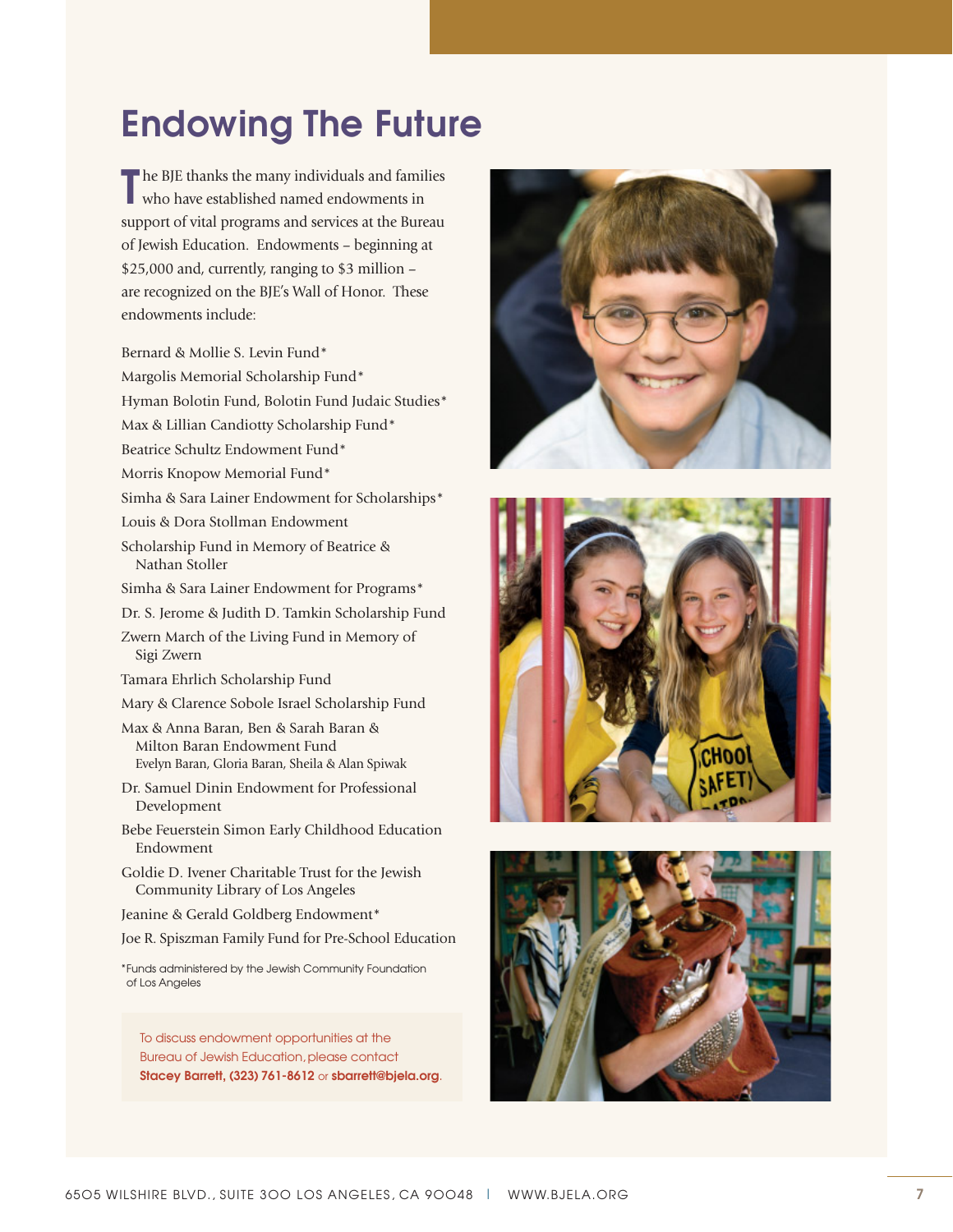# Endowing The Future

The BJE thanks the many individuals and families who have established named endowments in support of vital programs and services at the Bureau of Jewish Education. Endowments – beginning at $25,000 and, currently, ranging to $3 million – are recognized on the BJE's Wall of Honor. These endowments include:

Bernard & Mollie S. Levin Fund*

Margolis Memorial Scholarship Fund*

Hyman Bolotin Fund, Bolotin Fund Judaic Studies*

Max & Lillian Candiotty Scholarship Fund*

Beatrice Schultz Endowment Fund*

Morris Knopow Memorial Fund*

Simha & Sara Lainer Endowment for Scholarships*

Louis & Dora Stollman Endowment

Scholarship Fund in Memory of Beatrice & Nathan Stoller

Simha & Sara Lainer Endowment for Programs*

Dr. S. Jerome & Judith D. Tamkin Scholarship Fund

Zwern March of the Living Fund in Memory of Sigi Zwern

Tamara Ehrlich Scholarship Fund

Mary & Clarence Sobole Israel Scholarship Fund

Max & Anna Baran, Ben & Sarah Baran & Milton Baran Endowment Fund
Evelyn Baran, Gloria Baran, Sheila & Alan Spiwak

Dr. Samuel Dinin Endowment for Professional Development

Bebe Feuerstein Simon Early Childhood Education Endowment

Goldie D. Ivener Charitable Trust for the Jewish Community Library of Los Angeles

Jeanine & Gerald Goldberg Endowment*

Joe R. Spiszman Family Fund for Pre-School Education

*Funds administered by the Jewish Community Foundation of Los Angeles

To discuss endowment opportunities at the Bureau of Jewish Education, please contact **Stacey Barrett, (323) 761-8612** or **sbarrett@bjela.org**.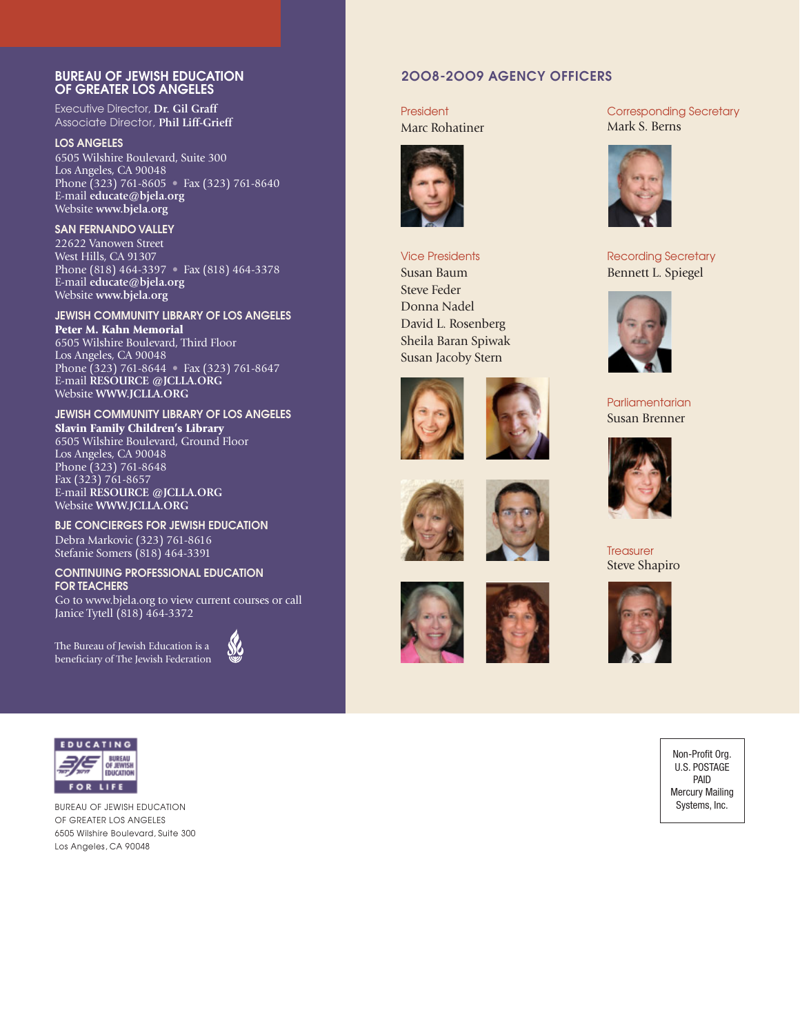## BUREAU OF JEWISH EDUCATION OF GREATER LOS ANGELES

Executive Director, **Dr. Gil Graff**
Associate Director, **Phil Liff-Grieff**

### LOS ANGELES

6505 Wilshire Boulevard, Suite 300
Los Angeles, CA 90048
Phone (323) 761-8605 • Fax (323) 761-8640
E-mail **educate@bjela.org**
Website **www.bjela.org**

### SAN FERNANDO VALLEY

22622 Vanowen Street
West Hills, CA 91307
Phone (818) 464-3397 • Fax (818) 464-3378
E-mail **educate@bjela.org**
Website **www.bjela.org**

### JEWISH COMMUNITY LIBRARY OF LOS ANGELES

**Peter M. Kahn Memorial**
6505 Wilshire Boulevard, Third Floor
Los Angeles, CA 90048
Phone (323) 761-8644 • Fax (323) 761-8647
E-mail **RESOURCE @JCLLA.ORG**
Website **WWW.JCLLA.ORG**

### JEWISH COMMUNITY LIBRARY OF LOS ANGELES

**Slavin Family Children's Library**
6505 Wilshire Boulevard, Ground Floor
Los Angeles, CA 90048
Phone (323) 761-8648
Fax (323) 761-8657
E-mail **RESOURCE @JCLLA.ORG**
Website **WWW.JCLLA.ORG**

### BJE CONCIERGES FOR JEWISH EDUCATION

Debra Markovic (323) 761-8616
Stefanie Somers (818) 464-3391

### CONTINUING PROFESSIONAL EDUCATION FOR TEACHERS

Go to www.bjela.org to view current courses or call Janice Tytell (818) 464-3372

The Bureau of Jewish Education is a beneficiary of The Jewish Federation

## 2008-2009 AGENCY OFFICERS

**President**
Marc Rohatiner

**Vice Presidents**
Susan Baum
Steve Feder
Donna Nadel
David L. Rosenberg
Sheila Baran Spiwak
Susan Jacoby Stern

**Corresponding Secretary**
Mark S. Berns

**Recording Secretary**
Bennett L. Spiegel

**Parliamentarian**
Susan Brenner

**Treasurer**
Steve Shapiro

EDUCATING FOR LIFE
BUREAU OF JEWISH EDUCATION

BUREAU OF JEWISH EDUCATION
OF GREATER LOS ANGELES
6505 Wilshire Boulevard, Suite 300
Los Angeles, CA 90048

Non-Profit Org.
U.S. POSTAGE
PAID
Mercury Mailing
Systems, Inc.